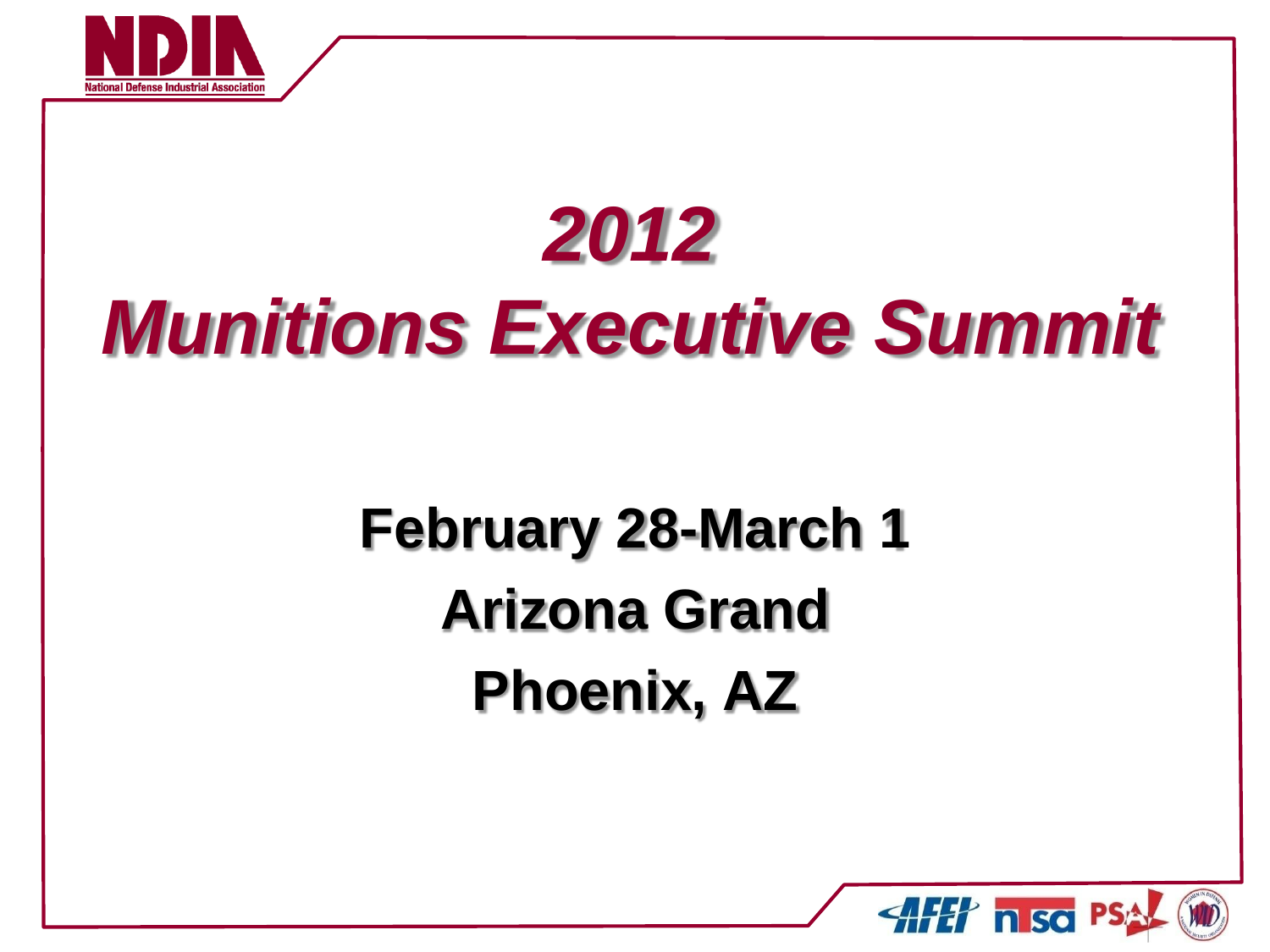# *2012*

# *Munitions Executive Summit*

**February 28-March 1**

**Arizona Grand**

**Phoenix, AZ**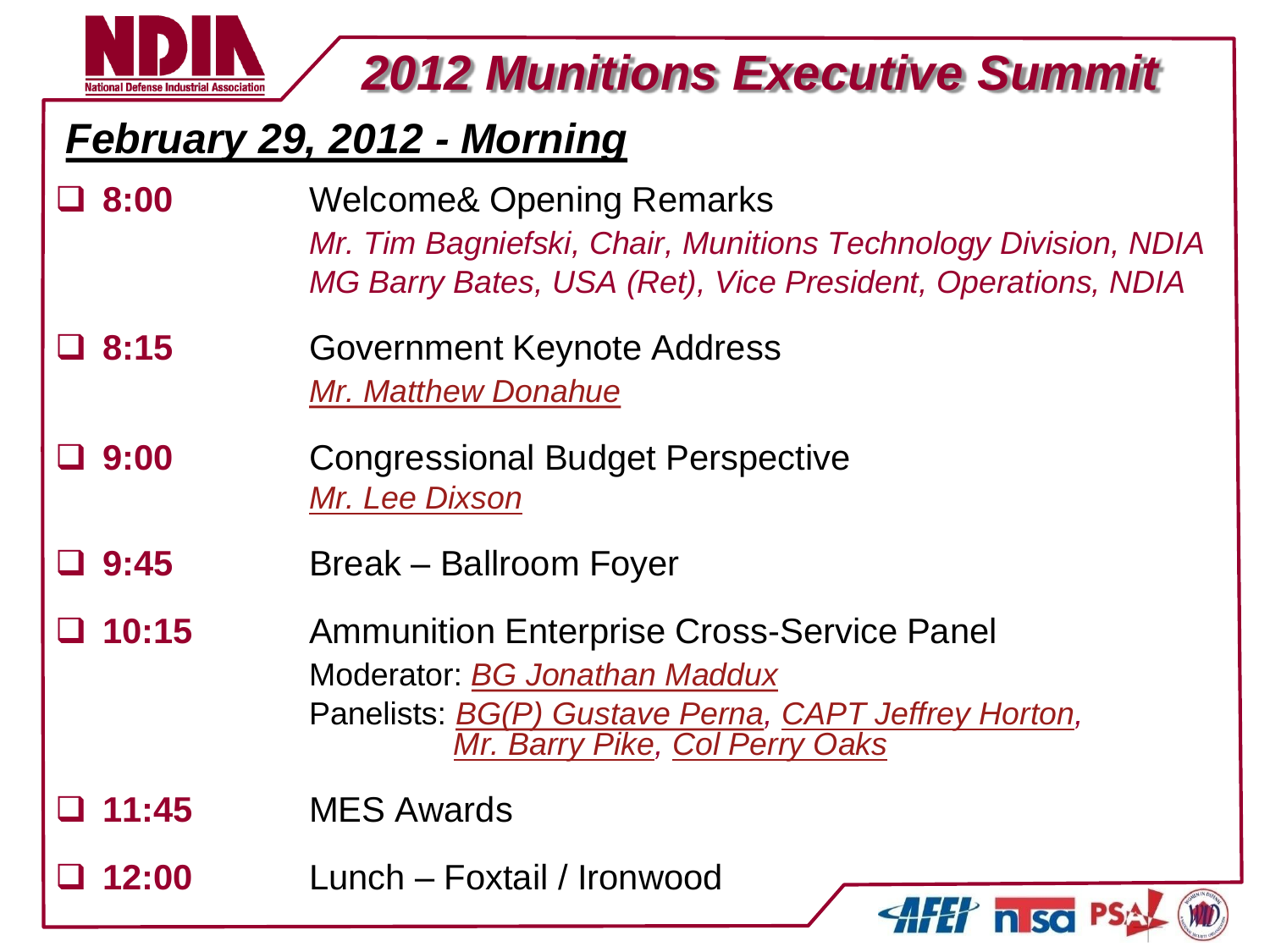# 2012 Munitions Executive Summit

## *February 29, 2012 - Morning*

- **8:00** Welcome& Opening Remarks
  *Mr. Tim Bagniefski, Chair, Munitions Technology Division, NDIA*
  *MG Barry Bates, USA (Ret), Vice President, Operations, NDIA*
- **8:15** Government Keynote Address
  *Mr. Matthew Donahue*
- **9:00** Congressional Budget Perspective
  *Mr. Lee Dixson*
- **9:45** Break – Ballroom Foyer
- **10:15** Ammunition Enterprise Cross-Service Panel
  Moderator: *BG Jonathan Maddux*
  Panelists: *BG(P) Gustave Perna, CAPT Jeffrey Horton, Mr. Barry Pike, Col Perry Oaks*
- **11:45** MES Awards
- **12:00** Lunch – Foxtail / Ironwood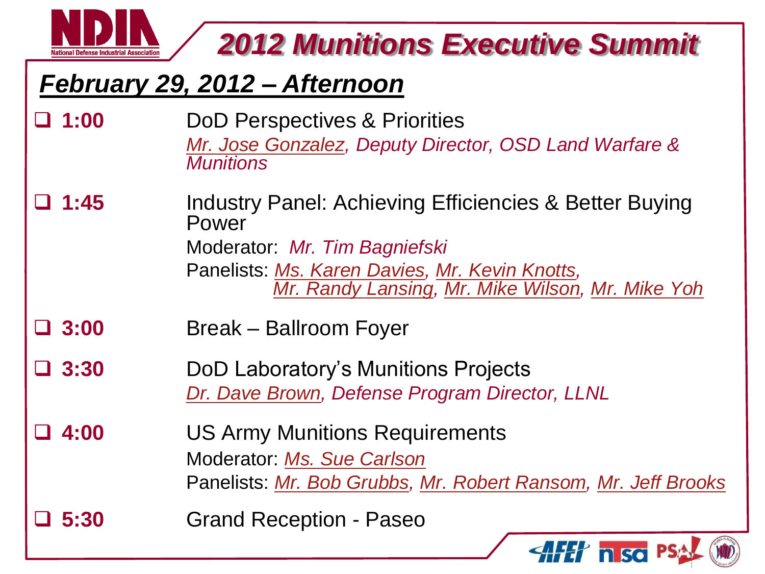# 2012 Munitions Executive Summit

## February 29, 2012 – Afternoon

- **1:00** DoD Perspectives & Priorities
  *Mr. Jose Gonzalez, Deputy Director, OSD Land Warfare & Munitions*
- **1:45** Industry Panel: Achieving Efficiencies & Better Buying Power
  Moderator: *Mr. Tim Bagniefski*
  Panelists: *Ms. Karen Davies, Mr. Kevin Knotts, Mr. Randy Lansing, Mr. Mike Wilson, Mr. Mike Yoh*
- **3:00** Break – Ballroom Foyer
- **3:30** DoD Laboratory's Munitions Projects
  *Dr. Dave Brown, Defense Program Director, LLNL*
- **4:00** US Army Munitions Requirements
  Moderator: *Ms. Sue Carlson*
  Panelists: *Mr. Bob Grubbs, Mr. Robert Ransom, Mr. Jeff Brooks*
- **5:30** Grand Reception - Paseo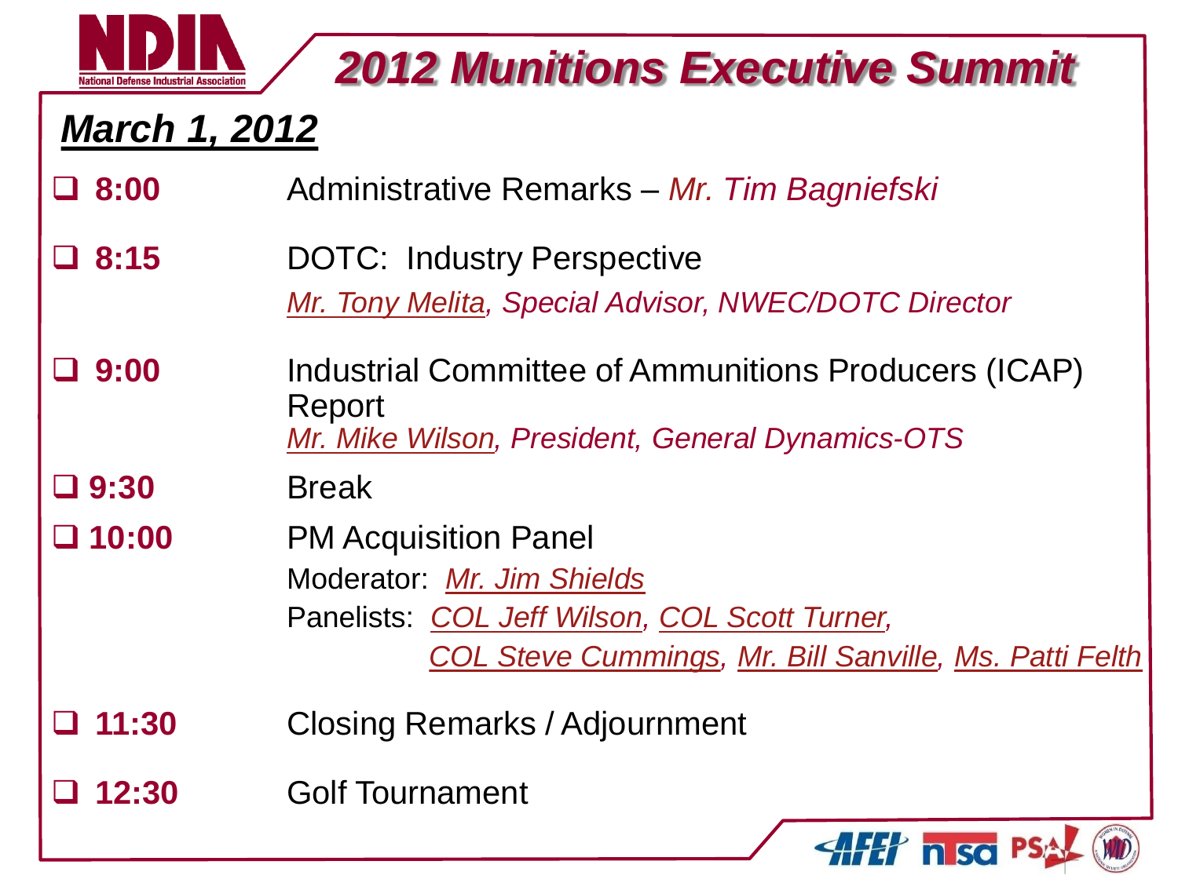# 2012 Munitions Executive Summit

## March 1, 2012

- **8:00** Administrative Remarks – *Mr. Tim Bagniefski*
- **8:15** DOTC: Industry Perspective
  *Mr. Tony Melita, Special Advisor, NWEC/DOTC Director*
- **9:00** Industrial Committee of Ammunitions Producers (ICAP) Report
  *Mr. Mike Wilson, President, General Dynamics-OTS*
- **9:30** Break
- **10:00** PM Acquisition Panel
  Moderator: *Mr. Jim Shields*
  Panelists: *COL Jeff Wilson, COL Scott Turner, COL Steve Cummings, Mr. Bill Sanville, Ms. Patti Felth*
- **11:30** Closing Remarks / Adjournment
- **12:30** Golf Tournament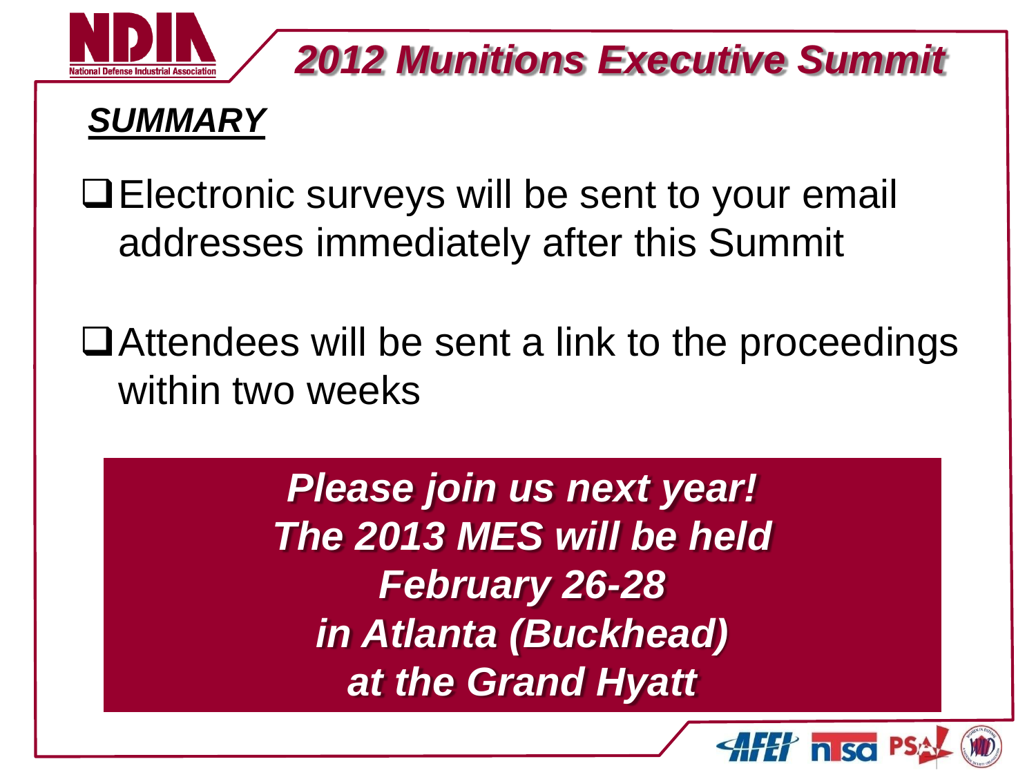# 2012 Munitions Executive Summit

## *SUMMARY*

- Electronic surveys will be sent to your email addresses immediately after this Summit

- Attendees will be sent a link to the proceedings within two weeks

***Please join us next year!***
***The 2013 MES will be held***
***February 26-28***
***in Atlanta (Buckhead)***
***at the Grand Hyatt***